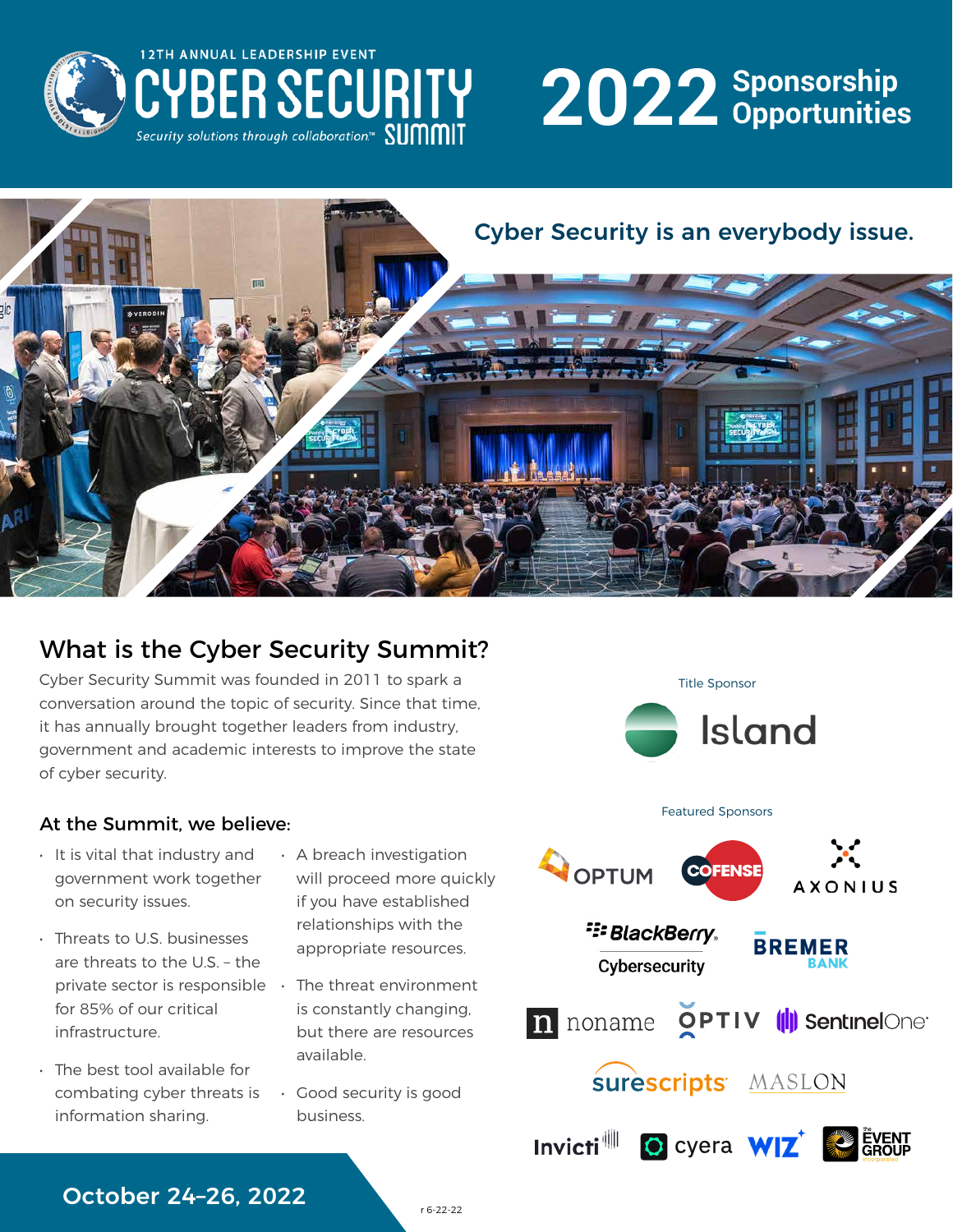12TH ANNUAL LEADERSHIP EVENT

# CYBER SECURITY SUMMIT

*Security solutions through collaboration.™*

# 2022 Sponsorship Opportunities

## Cyber Security is an everybody issue.

## What is the Cyber Security Summit?

Cyber Security Summit was founded in 2011 to spark a conversation around the topic of security. Since that time, it has annually brought together leaders from industry, government and academic interests to improve the state of cyber security.

### At the Summit, we believe:

- It is vital that industry and government work together on security issues.
- Threats to U.S. businesses are threats to the U.S. – the private sector is responsible for 85% of our critical infrastructure.
- The best tool available for combating cyber threats is information sharing.
- A breach investigation will proceed more quickly if you have established relationships with the appropriate resources.
- The threat environment is constantly changing, but there are resources available.
- Good security is good business.

Title Sponsor

Island

Featured Sponsors

OPTUM, COFENSE, AXONIUS, BlackBerry Cybersecurity, BREMER BANK, noname, OPTIV, SentinelOne, surescripts, MASLON, Invicti, cyera, WIZ, the EVENT GROUP

**October 24–26, 2022**

r 6-22-22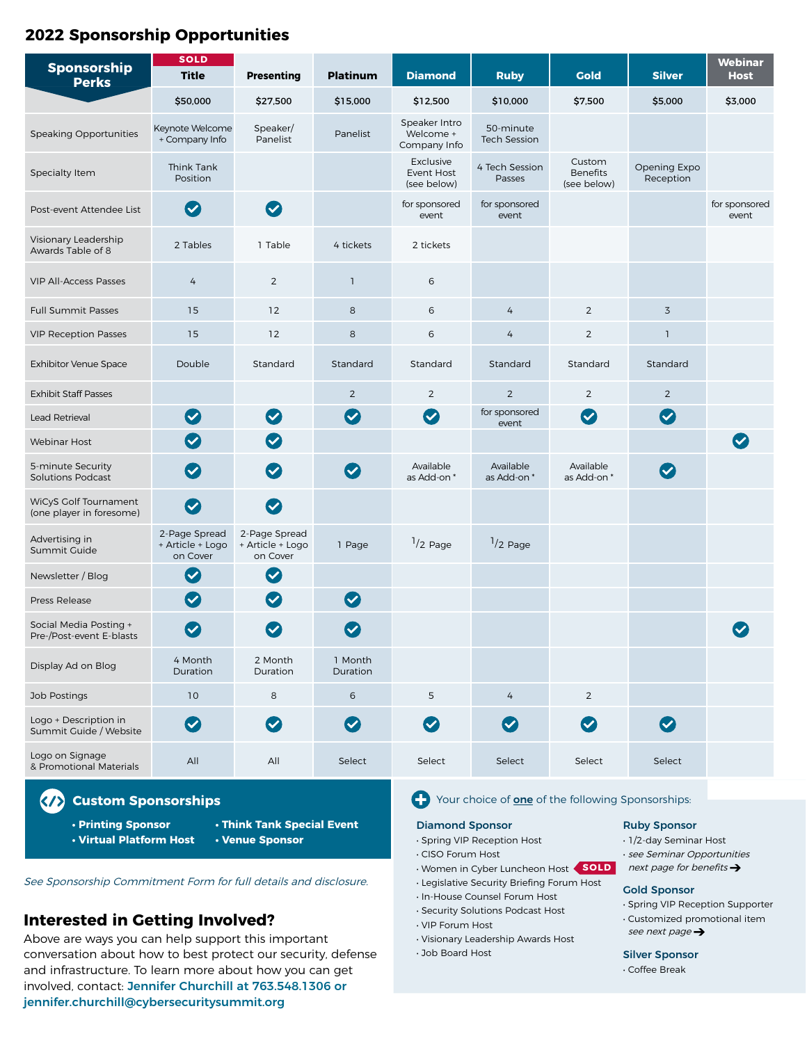## 2022 Sponsorship Opportunities

| Sponsorship Perks | SOLD Title | Presenting | Platinum | Diamond | Ruby | Gold | Silver | Webinar Host |
|---|---|---|---|---|---|---|---|---|
| | $50,000 | $27,500 | $15,000 | $12,500 | $10,000 | $7,500 | $5,000 | $3,000 |
| Speaking Opportunities | Keynote Welcome + Company Info | Speaker/ Panelist | Panelist | Speaker Intro Welcome + Company Info | 50-minute Tech Session | | | |
| Specialty Item | Think Tank Position | | | Exclusive Event Host (see below) | 4 Tech Session Passes | Custom Benefits (see below) | Opening Expo Reception | |
| Post-event Attendee List | ✓ | ✓ | | for sponsored event | for sponsored event | | | for sponsored event |
| Visionary Leadership Awards Table of 8 | 2 Tables | 1 Table | 4 tickets | 2 tickets | | | | |
| VIP All-Access Passes | 4 | 2 | 1 | 6 | | | | |
| Full Summit Passes | 15 | 12 | 8 | 6 | 4 | 2 | 3 | |
| VIP Reception Passes | 15 | 12 | 8 | 6 | 4 | 2 | 1 | |
| Exhibitor Venue Space | Double | Standard | Standard | Standard | Standard | Standard | Standard | |
| Exhibit Staff Passes | | | 2 | 2 | 2 | 2 | 2 | |
| Lead Retrieval | ✓ | ✓ | ✓ | ✓ | for sponsored event | ✓ | ✓ | |
| Webinar Host | ✓ | ✓ | | | | | | ✓ |
| 5-minute Security Solutions Podcast | ✓ | ✓ | ✓ | Available as Add-on * | Available as Add-on * | Available as Add-on * | ✓ | |
| WiCyS Golf Tournament (one player in foresome) | ✓ | ✓ | | | | | | |
| Advertising in Summit Guide | 2-Page Spread + Article + Logo on Cover | 2-Page Spread + Article + Logo on Cover | 1 Page | 1/2 Page | 1/2 Page | | | |
| Newsletter / Blog | ✓ | ✓ | | | | | | |
| Press Release | ✓ | ✓ | ✓ | | | | | |
| Social Media Posting + Pre-/Post-event E-blasts | ✓ | ✓ | ✓ | | | | | ✓ |
| Display Ad on Blog | 4 Month Duration | 2 Month Duration | 1 Month Duration | | | | | |
| Job Postings | 10 | 8 | 6 | 5 | 4 | 2 | | |
| Logo + Description in Summit Guide / Website | ✓ | ✓ | ✓ | ✓ | ✓ | ✓ | ✓ | |
| Logo on Signage & Promotional Materials | All | All | Select | Select | Select | Select | Select | |

### Custom Sponsorships

- Printing Sponsor
- Virtual Platform Host
- Think Tank Special Event
- Venue Sponsor

*See Sponsorship Commitment Form for full details and disclosure.*

Your choice of **one** of the following Sponsorships:

**Diamond Sponsor**
- Spring VIP Reception Host
- CISO Forum Host
- Women in Cyber Luncheon Host SOLD
- Legislative Security Briefing Forum Host
- In-House Counsel Forum Host
- Security Solutions Podcast Host
- VIP Forum Host
- Visionary Leadership Awards Host
- Job Board Host

**Ruby Sponsor**
- 1/2-day Seminar Host
- *see Seminar Opportunities next page for benefits* →

**Gold Sponsor**
- Spring VIP Reception Supporter
- Customized promotional item *see next page* →

**Silver Sponsor**
- Coffee Break

### Interested in Getting Involved?

Above are ways you can help support this important conversation about how to best protect our security, defense and infrastructure. To learn more about how you can get involved, contact: **Jennifer Churchill at 763.548.1306 or jennifer.churchill@cybersecuritysummit.org**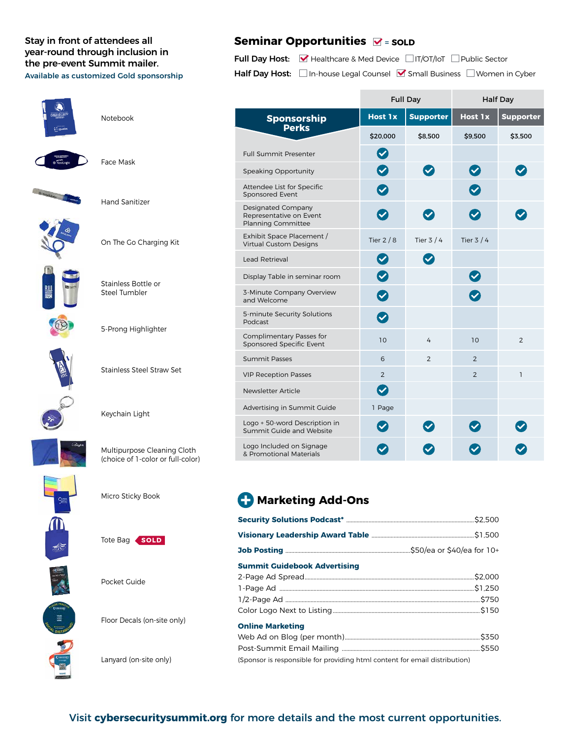Stay in front of attendees all year-round through inclusion in the pre-event Summit mailer.

Available as customized Gold sponsorship

- Notebook
- Face Mask
- Hand Sanitizer
- On The Go Charging Kit
- Stainless Bottle or Steel Tumbler
- 5-Prong Highlighter
- Stainless Steel Straw Set
- Keychain Light
- Multipurpose Cleaning Cloth (choice of 1-color or full-color)
- Micro Sticky Book
- Tote Bag SOLD
- Pocket Guide
- Floor Decals (on-site only)
- Lanyard (on-site only)

## Seminar Opportunities ☑ = SOLD

**Full Day Host:** ☑ Healthcare & Med Device ☐ IT/OT/IoT ☐ Public Sector

**Half Day Host:** ☐ In-house Legal Counsel ☑ Small Business ☐ Women in Cyber

| Sponsorship Perks | Full Day | | Half Day | |
|---|---|---|---|---|
| | Host 1x | Supporter | Host 1x | Supporter |
| | $20,000 | $8,500 | $9,500 | $3,500 |
| Full Summit Presenter | ✔ | | | |
| Speaking Opportunity | ✔ | ✔ | ✔ | ✔ |
| Attendee List for Specific Sponsored Event | ✔ | | ✔ | |
| Designated Company Representative on Event Planning Committee | ✔ | ✔ | ✔ | ✔ |
| Exhibit Space Placement / Virtual Custom Designs | Tier 2 / 8 | Tier 3 / 4 | Tier 3 / 4 | |
| Lead Retrieval | ✔ | ✔ | | |
| Display Table in seminar room | ✔ | | ✔ | |
| 3-Minute Company Overview and Welcome | ✔ | | ✔ | |
| 5-minute Security Solutions Podcast | ✔ | | | |
| Complimentary Passes for Sponsored Specific Event | 10 | 4 | 10 | 2 |
| Summit Passes | 6 | 2 | 2 | |
| VIP Reception Passes | 2 | | 2 | 1 |
| Newsletter Article | ✔ | | | |
| Advertising in Summit Guide | 1 Page | | | |
| Logo + 50-word Description in Summit Guide and Website | ✔ | ✔ | ✔ | ✔ |
| Logo Included on Signage & Promotional Materials | ✔ | ✔ | ✔ | ✔ |

## Marketing Add-Ons

**Security Solutions Podcast*** ........ $2,500

**Visionary Leadership Award Table** ........ $1,500

**Job Posting** ........ $50/ea or $40/ea for 10+

**Summit Guidebook Advertising**

2-Page Ad Spread ........ $2,000

1-Page Ad ........ $1,250

1/2-Page Ad ........ $750

Color Logo Next to Listing ........ $150

**Online Marketing**

Web Ad on Blog (per month) ........ $350

Post-Summit Email Mailing ........ $550

(Sponsor is responsible for providing html content for email distribution)

Visit **cybersecuritysummit.org** for more details and the most current opportunities.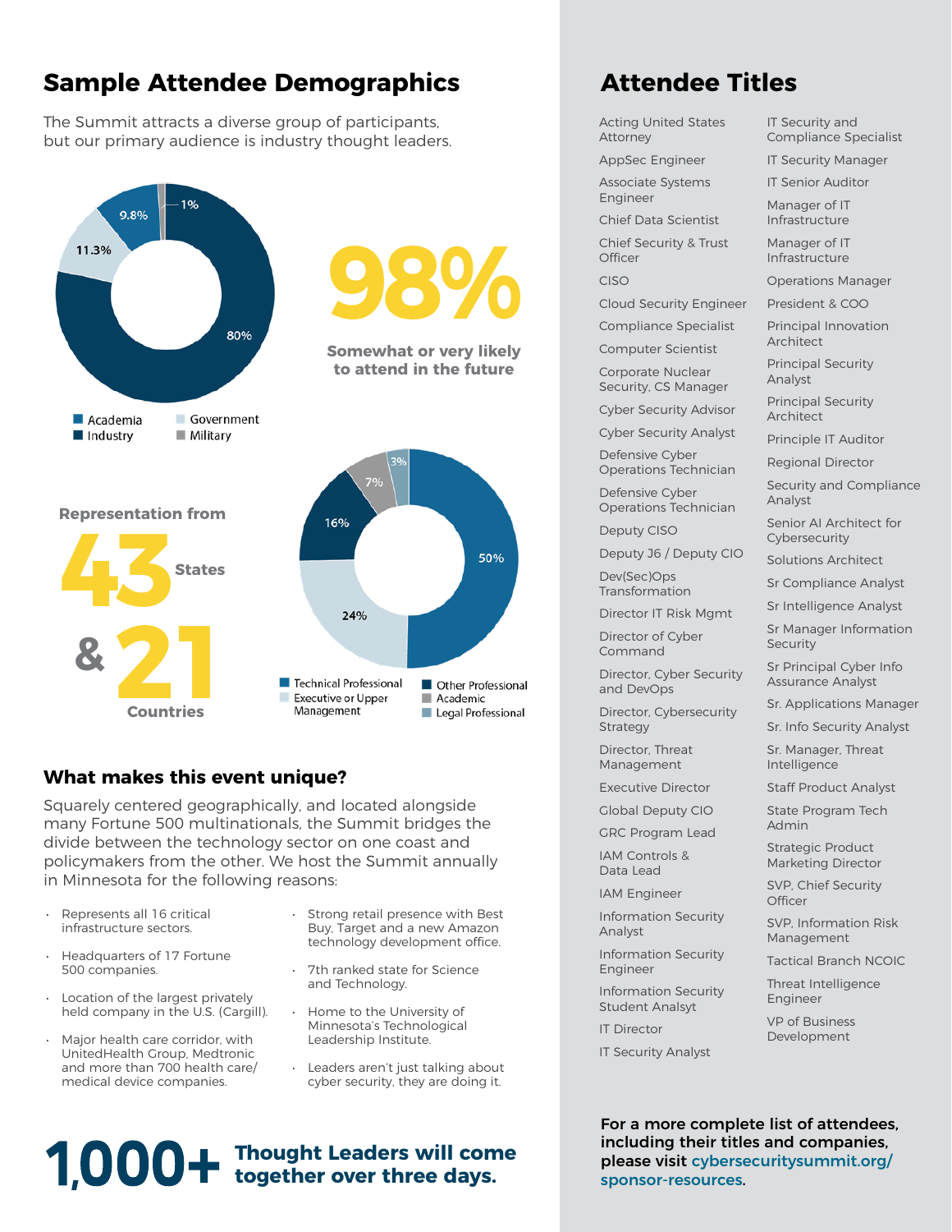## Sample Attendee Demographics

The Summit attracts a diverse group of participants, but our primary audience is industry thought leaders.

1%
9.8%
11.3%
80%

Academia
Industry
Government
Military

98%

Somewhat or very likely to attend in the future

Representation from

43 States

& 21 Countries

3%
7%
16%
50%
24%

Technical Professional
Executive or Upper Management
Other Professional
Academic
Legal Professional

### What makes this event unique?

Squarely centered geographically, and located alongside many Fortune 500 multinationals, the Summit bridges the divide between the technology sector on one coast and policymakers from the other. We host the Summit annually in Minnesota for the following reasons:

- Represents all 16 critical infrastructure sectors.
- Headquarters of 17 Fortune 500 companies.
- Location of the largest privately held company in the U.S. (Cargill).
- Major health care corridor, with UnitedHealth Group, Medtronic and more than 700 health care/ medical device companies.
- Strong retail presence with Best Buy, Target and a new Amazon technology development office.
- 7th ranked state for Science and Technology.
- Home to the University of Minnesota's Technological Leadership Institute.
- Leaders aren't just talking about cyber security, they are doing it.

**1,000+** Thought Leaders will come together over three days.

## Attendee Titles

- Acting United States Attorney
- AppSec Engineer
- Associate Systems Engineer
- Chief Data Scientist
- Chief Security & Trust Officer
- CISO
- Cloud Security Engineer
- Compliance Specialist
- Computer Scientist
- Corporate Nuclear Security, CS Manager
- Cyber Security Advisor
- Cyber Security Analyst
- Defensive Cyber Operations Technician
- Defensive Cyber Operations Technician
- Deputy CISO
- Deputy J6 / Deputy CIO
- Dev(Sec)Ops Transformation
- Director IT Risk Mgmt
- Director of Cyber Command
- Director, Cyber Security and DevOps
- Director, Cybersecurity Strategy
- Director, Threat Management
- Executive Director
- Global Deputy CIO
- GRC Program Lead
- IAM Controls & Data Lead
- IAM Engineer
- Information Security Analyst
- Information Security Engineer
- Information Security Student Analyst
- IT Director
- IT Security Analyst
- IT Security and Compliance Specialist
- IT Security Manager
- IT Senior Auditor
- Manager of IT Infrastructure
- Manager of IT Infrastructure
- Operations Manager
- President & COO
- Principal Innovation Architect
- Principal Security Analyst
- Principal Security Architect
- Principle IT Auditor
- Regional Director
- Security and Compliance Analyst
- Senior AI Architect for Cybersecurity
- Solutions Architect
- Sr Compliance Analyst
- Sr Intelligence Analyst
- Sr Manager Information Security
- Sr Principal Cyber Info Assurance Analyst
- Sr. Applications Manager
- Sr. Info Security Analyst
- Sr. Manager, Threat Intelligence
- Staff Product Analyst
- State Program Tech Admin
- Strategic Product Marketing Director
- SVP, Chief Security Officer
- SVP, Information Risk Management
- Tactical Branch NCOIC
- Threat Intelligence Engineer
- VP of Business Development

**For a more complete list of attendees, including their titles and companies, please visit cybersecuritysummit.org/ sponsor-resources.**